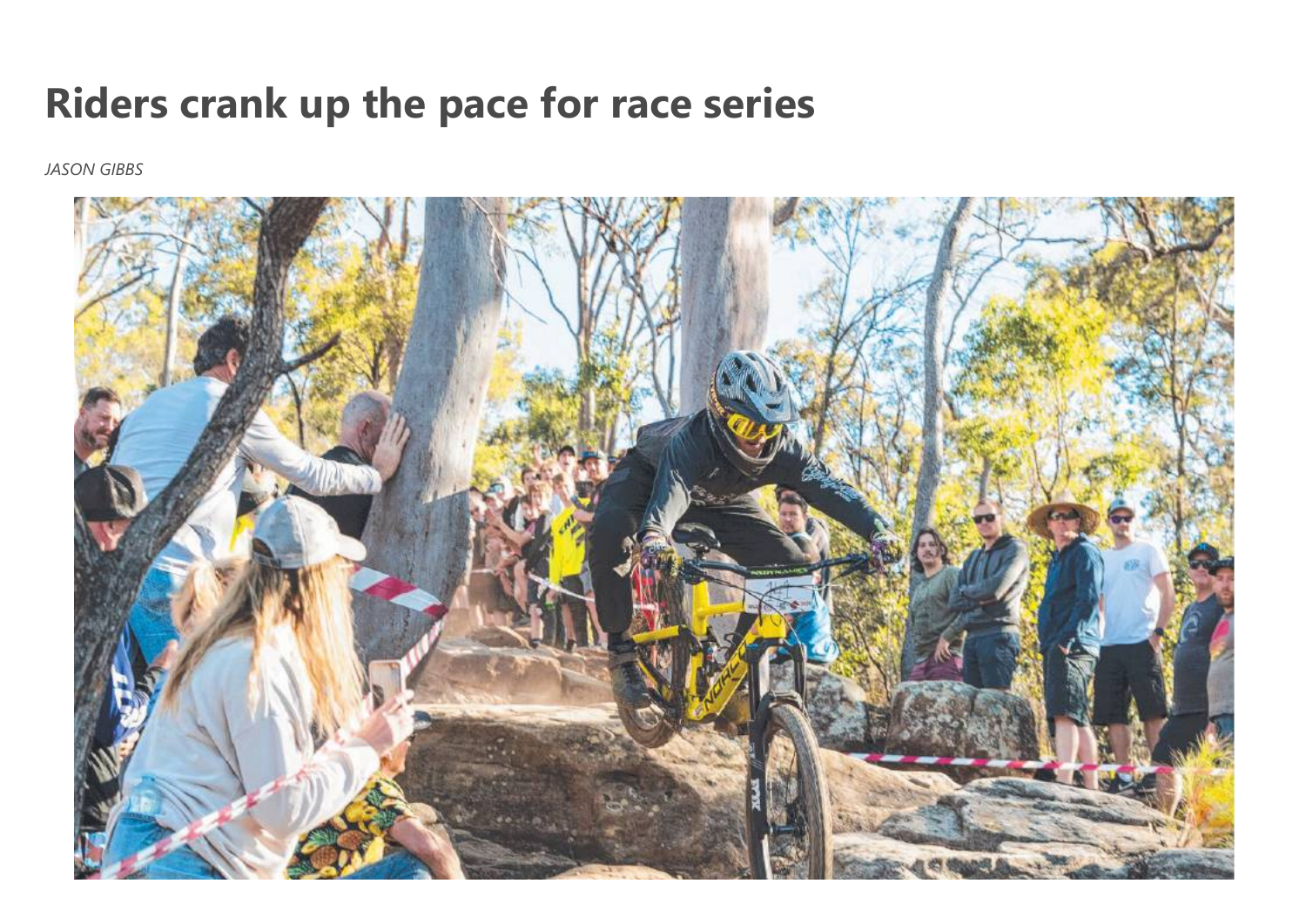# Riders crank up the pace for race series

*JASON GIBBS*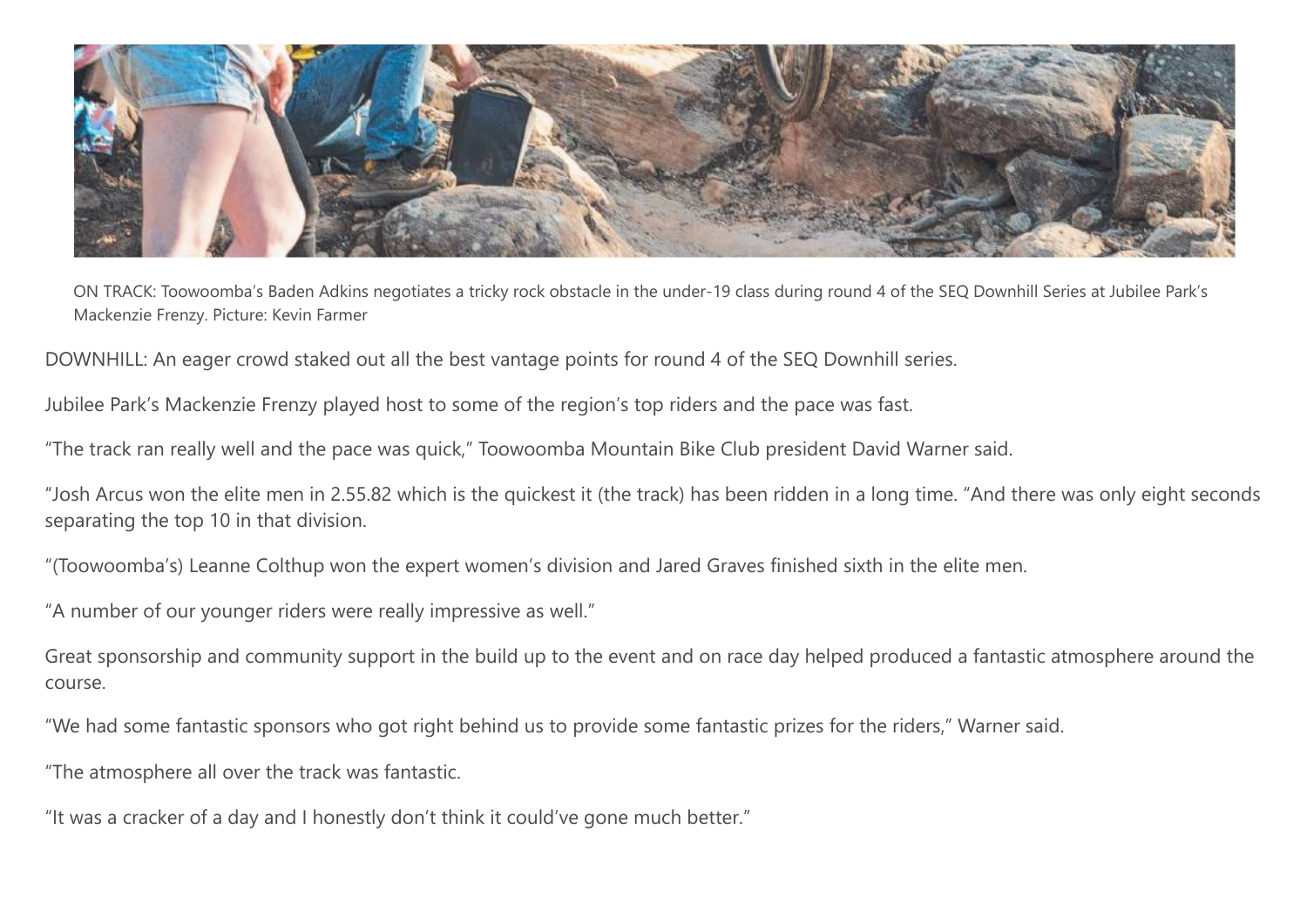ON TRACK: Toowoomba's Baden Adkins negotiates a tricky rock obstacle in the under-19 class during round 4 of the SEQ Downhill Series at Jubilee Park's Mackenzie Frenzy. Picture: Kevin Farmer

DOWNHILL: An eager crowd staked out all the best vantage points for round 4 of the SEQ Downhill series.

Jubilee Park's Mackenzie Frenzy played host to some of the region's top riders and the pace was fast.

"The track ran really well and the pace was quick," Toowoomba Mountain Bike Club president David Warner said.

"Josh Arcus won the elite men in 2.55.82 which is the quickest it (the track) has been ridden in a long time. "And there was only eight seconds separating the top 10 in that division.

"(Toowoomba's) Leanne Colthup won the expert women's division and Jared Graves finished sixth in the elite men.

"A number of our younger riders were really impressive as well."

Great sponsorship and community support in the build up to the event and on race day helped produced a fantastic atmosphere around the course.

"We had some fantastic sponsors who got right behind us to provide some fantastic prizes for the riders," Warner said.

"The atmosphere all over the track was fantastic.

"It was a cracker of a day and I honestly don't think it could've gone much better."